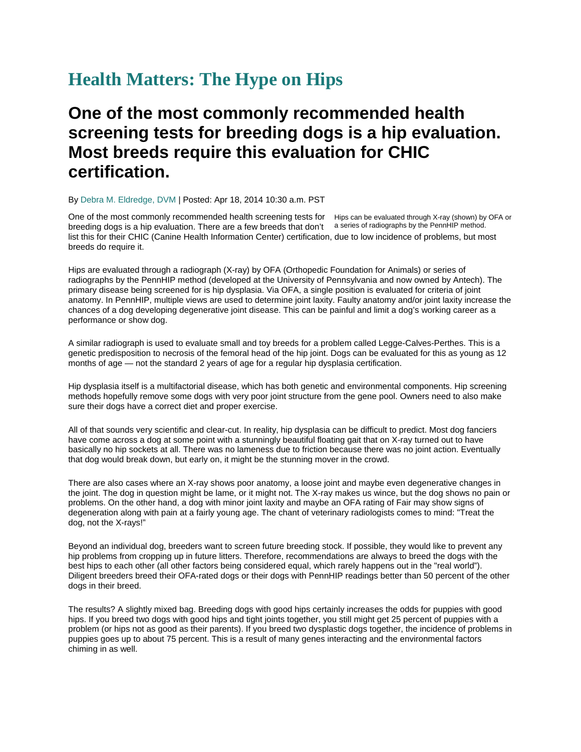# Health Matters: The Hype on Hips

## One of the most commonly recommended health screening tests for breeding dogs is a hip evaluation. Most breeds require this evaluation for CHIC certification.

By Debra M. Eldredge, DVM | Posted: Apr 18, 2014 10:30 a.m. PST

Hips can be evaluated through X-ray (shown) by OFA or a series of radiographs by the PennHIP method.

One of the most commonly recommended health screening tests for breeding dogs is a hip evaluation. There are a few breeds that don't list this for their CHIC (Canine Health Information Center) certification, due to low incidence of problems, but most breeds do require it.

Hips are evaluated through a radiograph (X-ray) by OFA (Orthopedic Foundation for Animals) or series of radiographs by the PennHIP method (developed at the University of Pennsylvania and now owned by Antech). The primary disease being screened for is hip dysplasia. Via OFA, a single position is evaluated for criteria of joint anatomy. In PennHIP, multiple views are used to determine joint laxity. Faulty anatomy and/or joint laxity increase the chances of a dog developing degenerative joint disease. This can be painful and limit a dog's working career as a performance or show dog.

A similar radiograph is used to evaluate small and toy breeds for a problem called Legge-Calves-Perthes. This is a genetic predisposition to necrosis of the femoral head of the hip joint. Dogs can be evaluated for this as young as 12 months of age — not the standard 2 years of age for a regular hip dysplasia certification.

Hip dysplasia itself is a multifactorial disease, which has both genetic and environmental components. Hip screening methods hopefully remove some dogs with very poor joint structure from the gene pool. Owners need to also make sure their dogs have a correct diet and proper exercise.

All of that sounds very scientific and clear-cut. In reality, hip dysplasia can be difficult to predict. Most dog fanciers have come across a dog at some point with a stunningly beautiful floating gait that on X-ray turned out to have basically no hip sockets at all. There was no lameness due to friction because there was no joint action. Eventually that dog would break down, but early on, it might be the stunning mover in the crowd.

There are also cases where an X-ray shows poor anatomy, a loose joint and maybe even degenerative changes in the joint. The dog in question might be lame, or it might not. The X-ray makes us wince, but the dog shows no pain or problems. On the other hand, a dog with minor joint laxity and maybe an OFA rating of Fair may show signs of degeneration along with pain at a fairly young age. The chant of veterinary radiologists comes to mind: "Treat the dog, not the X-rays!"

Beyond an individual dog, breeders want to screen future breeding stock. If possible, they would like to prevent any hip problems from cropping up in future litters. Therefore, recommendations are always to breed the dogs with the best hips to each other (all other factors being considered equal, which rarely happens out in the "real world"). Diligent breeders breed their OFA-rated dogs or their dogs with PennHIP readings better than 50 percent of the other dogs in their breed.

The results? A slightly mixed bag. Breeding dogs with good hips certainly increases the odds for puppies with good hips. If you breed two dogs with good hips and tight joints together, you still might get 25 percent of puppies with a problem (or hips not as good as their parents). If you breed two dysplastic dogs together, the incidence of problems in puppies goes up to about 75 percent. This is a result of many genes interacting and the environmental factors chiming in as well.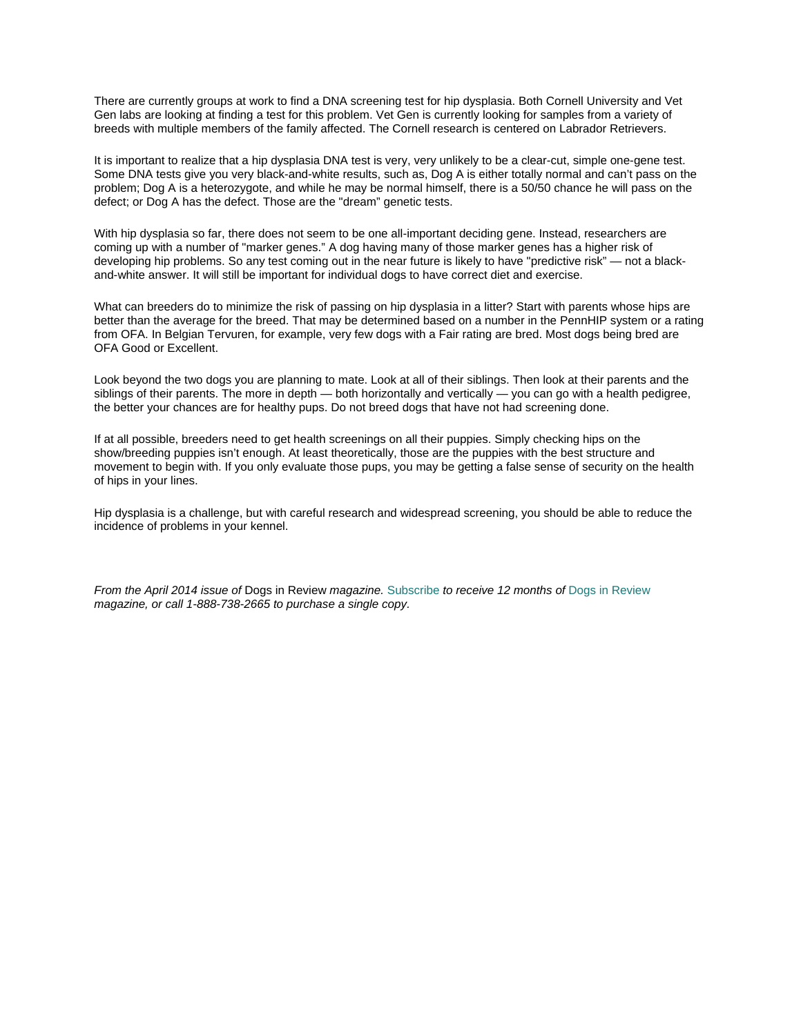There are currently groups at work to find a DNA screening test for hip dysplasia. Both Cornell University and Vet Gen labs are looking at finding a test for this problem. Vet Gen is currently looking for samples from a variety of breeds with multiple members of the family affected. The Cornell research is centered on Labrador Retrievers.

It is important to realize that a hip dysplasia DNA test is very, very unlikely to be a clear-cut, simple one-gene test. Some DNA tests give you very black-and-white results, such as, Dog A is either totally normal and can't pass on the problem; Dog A is a heterozygote, and while he may be normal himself, there is a 50/50 chance he will pass on the defect; or Dog A has the defect. Those are the "dream" genetic tests.

With hip dysplasia so far, there does not seem to be one all-important deciding gene. Instead, researchers are coming up with a number of "marker genes." A dog having many of those marker genes has a higher risk of developing hip problems. So any test coming out in the near future is likely to have "predictive risk" — not a black-and-white answer. It will still be important for individual dogs to have correct diet and exercise.

What can breeders do to minimize the risk of passing on hip dysplasia in a litter? Start with parents whose hips are better than the average for the breed. That may be determined based on a number in the PennHIP system or a rating from OFA. In Belgian Tervuren, for example, very few dogs with a Fair rating are bred. Most dogs being bred are OFA Good or Excellent.

Look beyond the two dogs you are planning to mate. Look at all of their siblings. Then look at their parents and the siblings of their parents. The more in depth — both horizontally and vertically — you can go with a health pedigree, the better your chances are for healthy pups. Do not breed dogs that have not had screening done.

If at all possible, breeders need to get health screenings on all their puppies. Simply checking hips on the show/breeding puppies isn't enough. At least theoretically, those are the puppies with the best structure and movement to begin with. If you only evaluate those pups, you may be getting a false sense of security on the health of hips in your lines.

Hip dysplasia is a challenge, but with careful research and widespread screening, you should be able to reduce the incidence of problems in your kennel.

*From the April 2014 issue of* Dogs in Review *magazine.* Subscribe *to receive 12 months of* Dogs in Review *magazine, or call 1-888-738-2665 to purchase a single copy.*